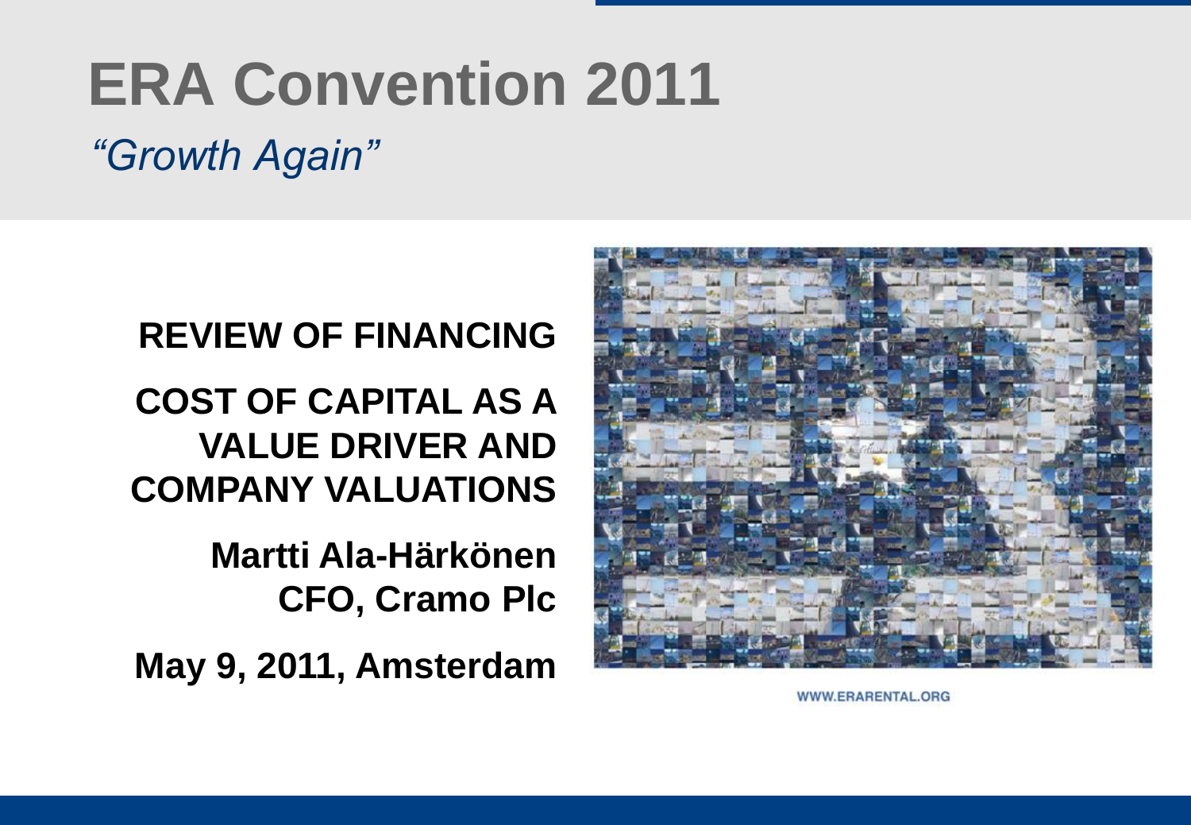# ERA Convention 2011

*"Growth Again"*

**REVIEW OF FINANCING**

**COST OF CAPITAL AS A VALUE DRIVER AND COMPANY VALUATIONS**

**Martti Ala-Härkönen**
**CFO, Cramo Plc**

**May 9, 2011, Amsterdam**

WWW.ERARENTAL.ORG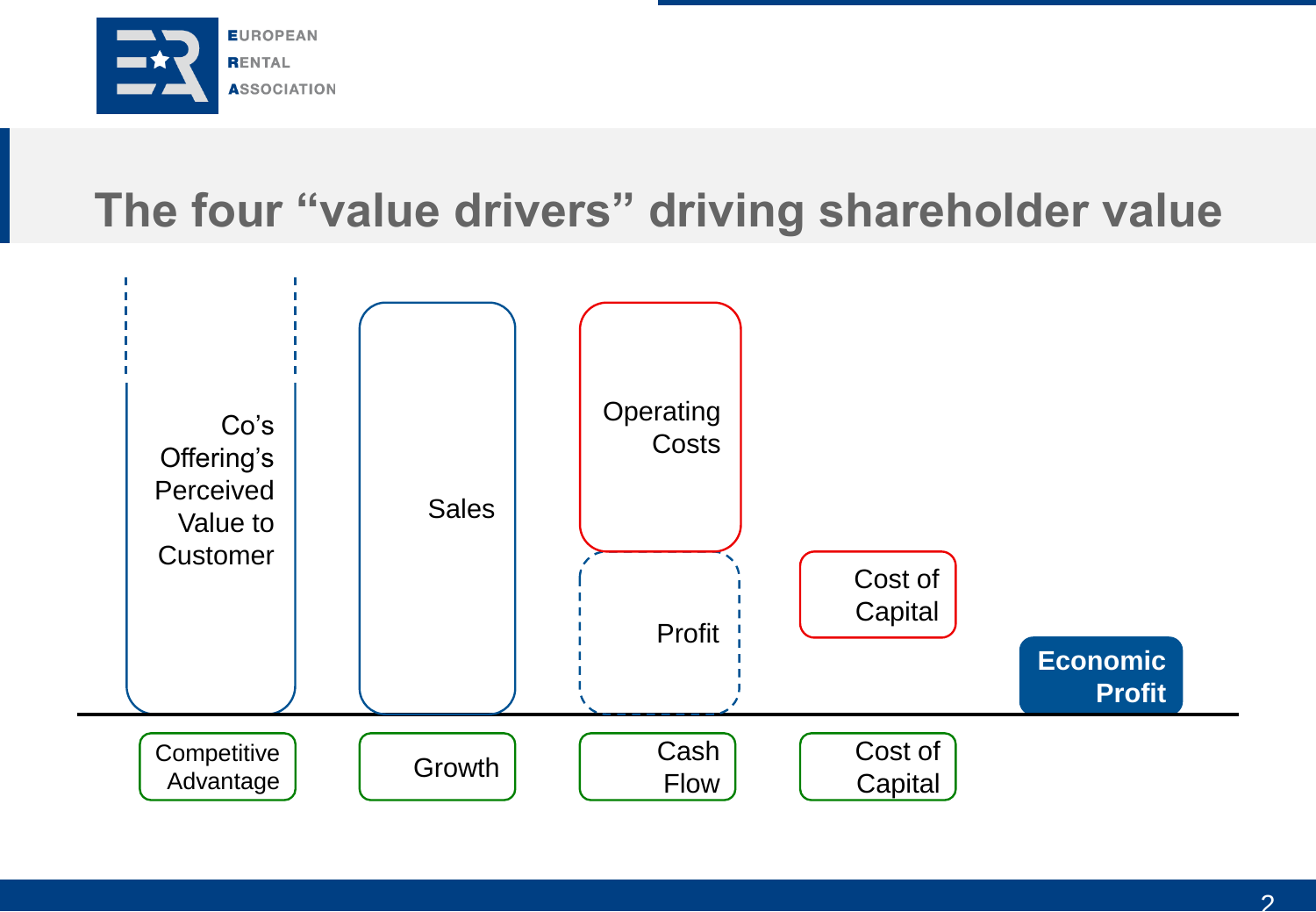# The four “value drivers” driving shareholder value

Co’s Offering’s Perceived Value to Customer

Sales

Operating Costs

Profit

Cost of Capital

**Economic Profit**

Competitive Advantage

Growth

Cash Flow

Cost of Capital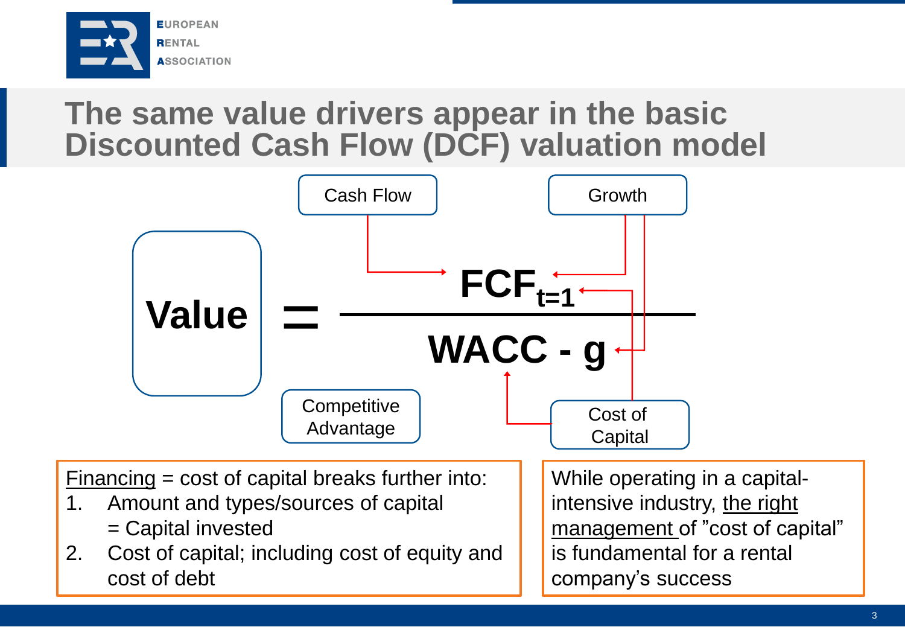# The same value drivers appear in the basic Discounted Cash Flow (DCF) valuation model

Cash Flow

Growth

$$\text{Value} = \frac{FCF_{t=1}}{WACC - g}$$

Competitive Advantage

Cost of Capital

Financing = cost of capital breaks further into:

1. Amount and types/sources of capital = Capital invested
2. Cost of capital; including cost of equity and cost of debt

While operating in a capital-intensive industry, the right management of "cost of capital" is fundamental for a rental company's success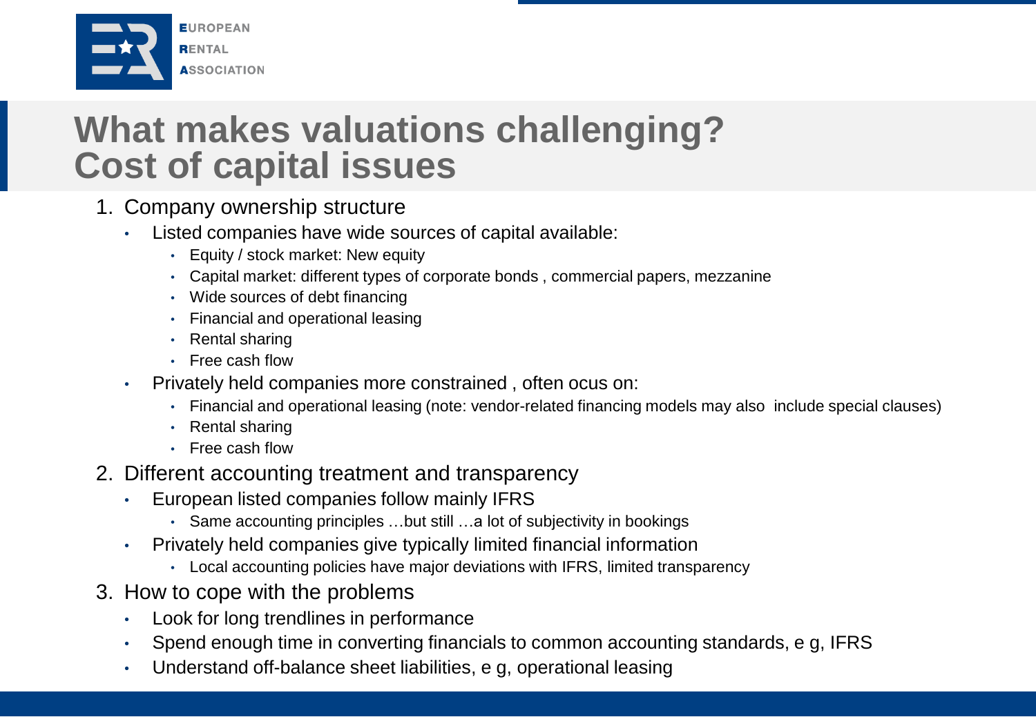# What makes valuations challenging? Cost of capital issues

1. Company ownership structure
   - Listed companies have wide sources of capital available:
     - Equity / stock market: New equity
     - Capital market: different types of corporate bonds , commercial papers, mezzanine
     - Wide sources of debt financing
     - Financial and operational leasing
     - Rental sharing
     - Free cash flow
   - Privately held companies more constrained , often ocus on:
     - Financial and operational leasing (note: vendor-related financing models may also include special clauses)
     - Rental sharing
     - Free cash flow
2. Different accounting treatment and transparency
   - European listed companies follow mainly IFRS
     - Same accounting principles …but still …a lot of subjectivity in bookings
   - Privately held companies give typically limited financial information
     - Local accounting policies have major deviations with IFRS, limited transparency
3. How to cope with the problems
   - Look for long trendlines in performance
   - Spend enough time in converting financials to common accounting standards, e g, IFRS
   - Understand off-balance sheet liabilities, e g, operational leasing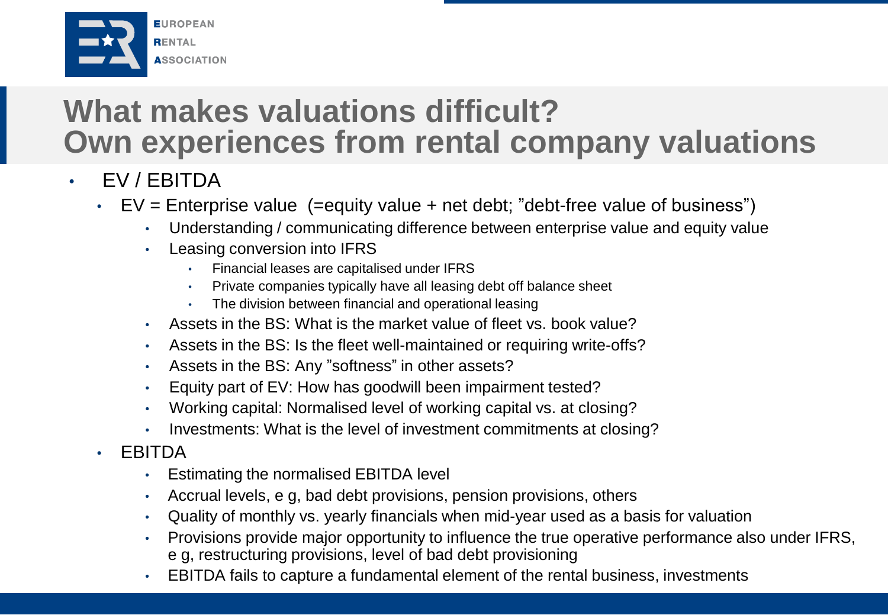# What makes valuations difficult? Own experiences from rental company valuations

- EV / EBITDA
  - EV = Enterprise value (=equity value + net debt; ”debt-free value of business”)
    - Understanding / communicating difference between enterprise value and equity value
    - Leasing conversion into IFRS
      - Financial leases are capitalised under IFRS
      - Private companies typically have all leasing debt off balance sheet
      - The division between financial and operational leasing
    - Assets in the BS: What is the market value of fleet vs. book value?
    - Assets in the BS: Is the fleet well-maintained or requiring write-offs?
    - Assets in the BS: Any ”softness” in other assets?
    - Equity part of EV: How has goodwill been impairment tested?
    - Working capital: Normalised level of working capital vs. at closing?
    - Investments: What is the level of investment commitments at closing?
  - EBITDA
    - Estimating the normalised EBITDA level
    - Accrual levels, e g, bad debt provisions, pension provisions, others
    - Quality of monthly vs. yearly financials when mid-year used as a basis for valuation
    - Provisions provide major opportunity to influence the true operative performance also under IFRS, e g, restructuring provisions, level of bad debt provisioning
    - EBITDA fails to capture a fundamental element of the rental business, investments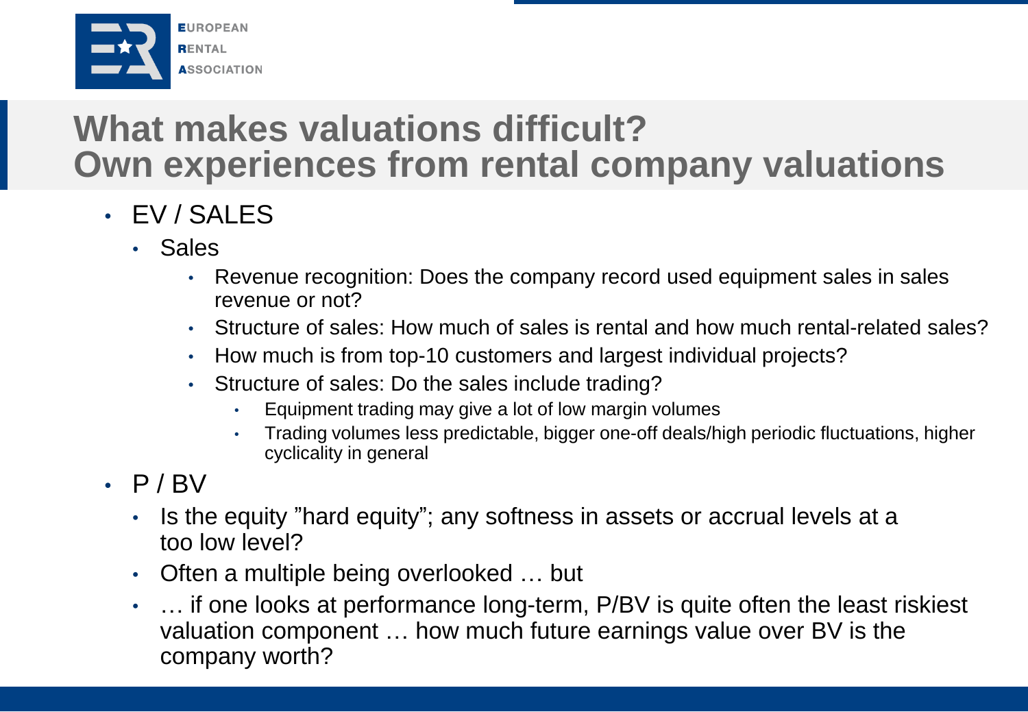# What makes valuations difficult? Own experiences from rental company valuations

- EV / SALES
  - Sales
    - Revenue recognition: Does the company record used equipment sales in sales revenue or not?
    - Structure of sales: How much of sales is rental and how much rental-related sales?
    - How much is from top-10 customers and largest individual projects?
    - Structure of sales: Do the sales include trading?
      - Equipment trading may give a lot of low margin volumes
      - Trading volumes less predictable, bigger one-off deals/high periodic fluctuations, higher cyclicality in general
- P / BV
  - Is the equity ”hard equity”; any softness in assets or accrual levels at a too low level?
  - Often a multiple being overlooked … but
  - … if one looks at performance long-term, P/BV is quite often the least riskiest valuation component … how much future earnings value over BV is the company worth?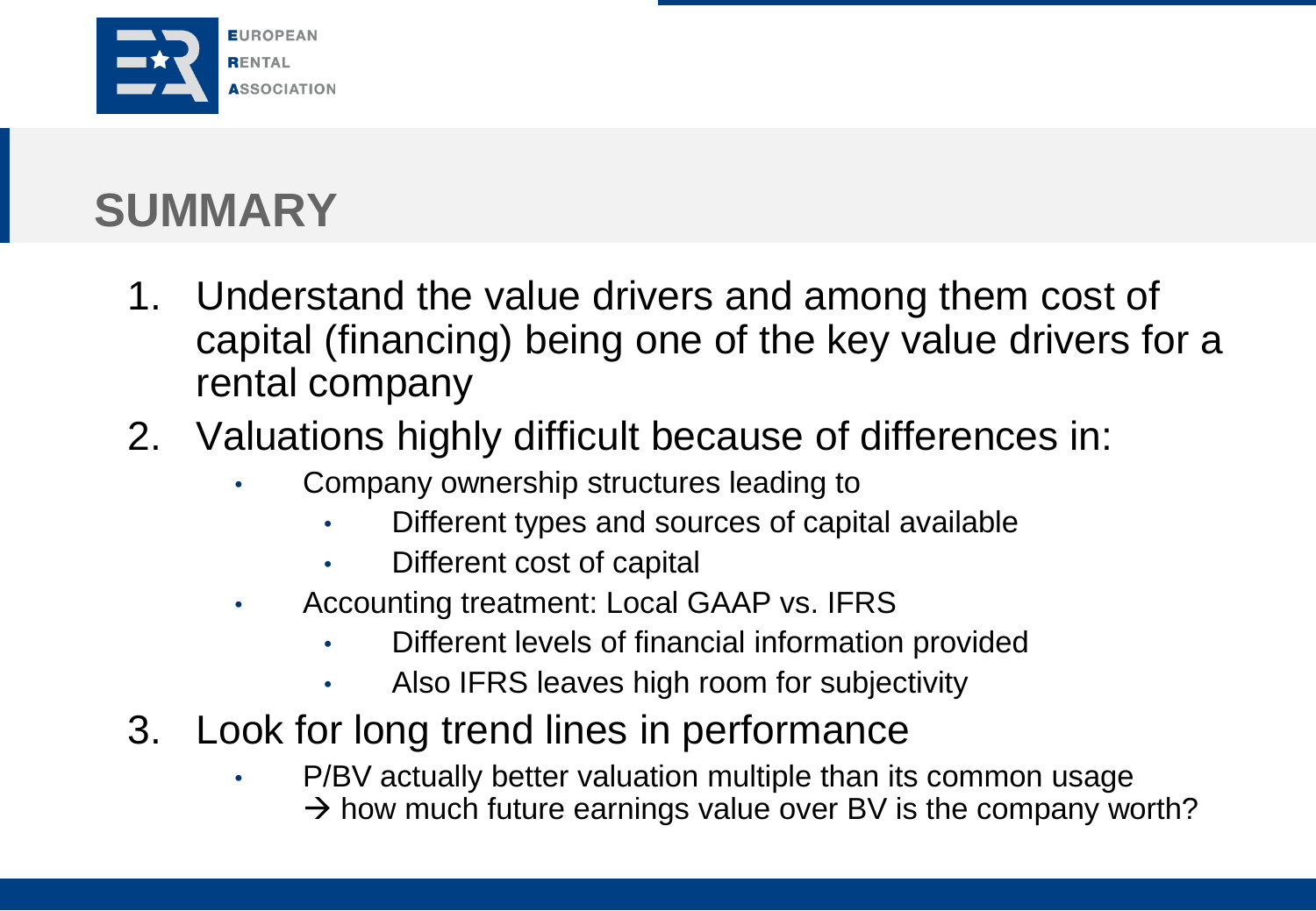# SUMMARY

1. Understand the value drivers and among them cost of capital (financing) being one of the key value drivers for a rental company
2. Valuations highly difficult because of differences in:
   - Company ownership structures leading to
     - Different types and sources of capital available
     - Different cost of capital
   - Accounting treatment: Local GAAP vs. IFRS
     - Different levels of financial information provided
     - Also IFRS leaves high room for subjectivity
3. Look for long trend lines in performance
   - P/BV actually better valuation multiple than its common usage
     → how much future earnings value over BV is the company worth?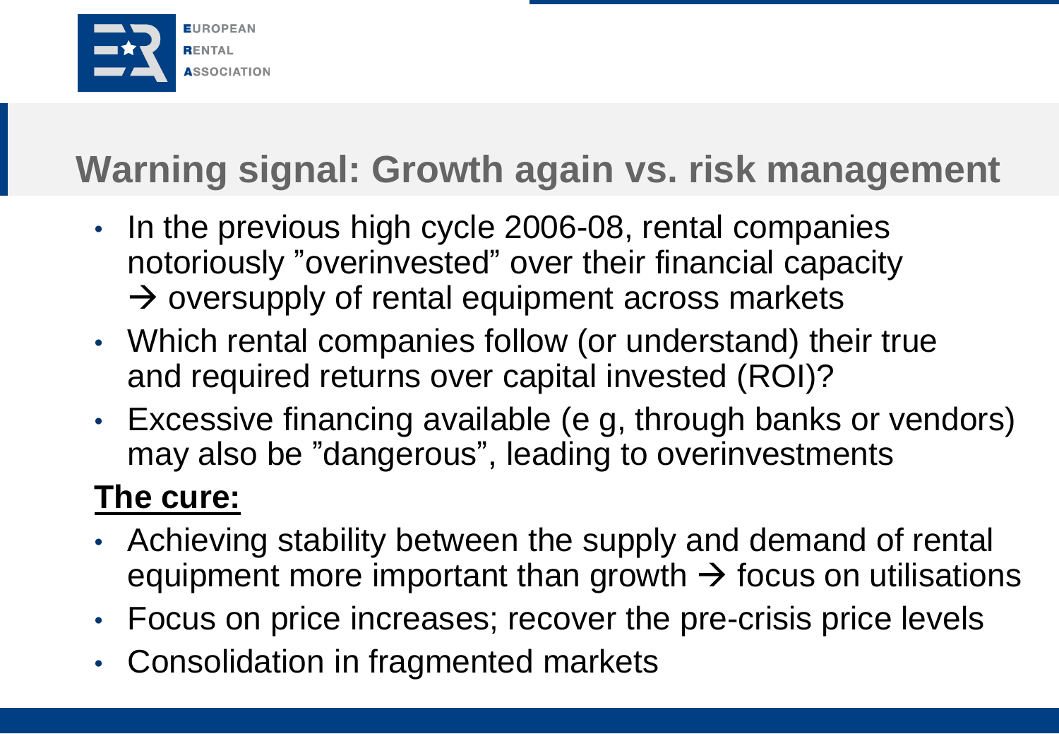## Warning signal: Growth again vs. risk management

- In the previous high cycle 2006-08, rental companies notoriously ”overinvested” over their financial capacity → oversupply of rental equipment across markets
- Which rental companies follow (or understand) their true and required returns over capital invested (ROI)?
- Excessive financing available (e g, through banks or vendors) may also be ”dangerous”, leading to overinvestments

**The cure:**

- Achieving stability between the supply and demand of rental equipment more important than growth → focus on utilisations
- Focus on price increases; recover the pre-crisis price levels
- Consolidation in fragmented markets